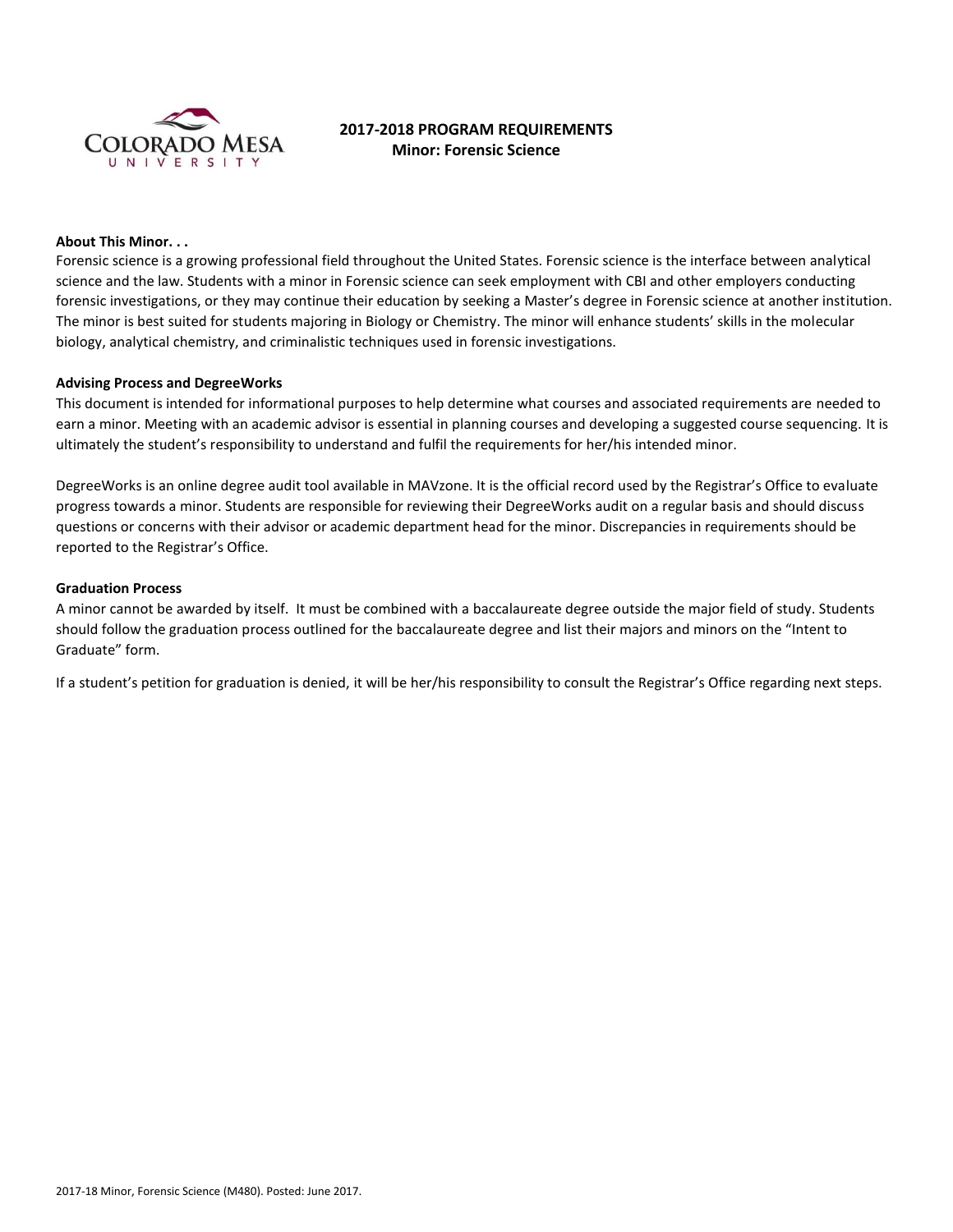# 2017-2018 PROGRAM REQUIREMENTS
## Minor: Forensic Science

**About This Minor. . .**

Forensic science is a growing professional field throughout the United States. Forensic science is the interface between analytical science and the law. Students with a minor in Forensic science can seek employment with CBI and other employers conducting forensic investigations, or they may continue their education by seeking a Master's degree in Forensic science at another institution. The minor is best suited for students majoring in Biology or Chemistry. The minor will enhance students' skills in the molecular biology, analytical chemistry, and criminalistic techniques used in forensic investigations.

**Advising Process and DegreeWorks**

This document is intended for informational purposes to help determine what courses and associated requirements are needed to earn a minor. Meeting with an academic advisor is essential in planning courses and developing a suggested course sequencing. It is ultimately the student's responsibility to understand and fulfil the requirements for her/his intended minor.

DegreeWorks is an online degree audit tool available in MAVzone. It is the official record used by the Registrar's Office to evaluate progress towards a minor. Students are responsible for reviewing their DegreeWorks audit on a regular basis and should discuss questions or concerns with their advisor or academic department head for the minor. Discrepancies in requirements should be reported to the Registrar's Office.

**Graduation Process**

A minor cannot be awarded by itself. It must be combined with a baccalaureate degree outside the major field of study. Students should follow the graduation process outlined for the baccalaureate degree and list their majors and minors on the "Intent to Graduate" form.

If a student's petition for graduation is denied, it will be her/his responsibility to consult the Registrar's Office regarding next steps.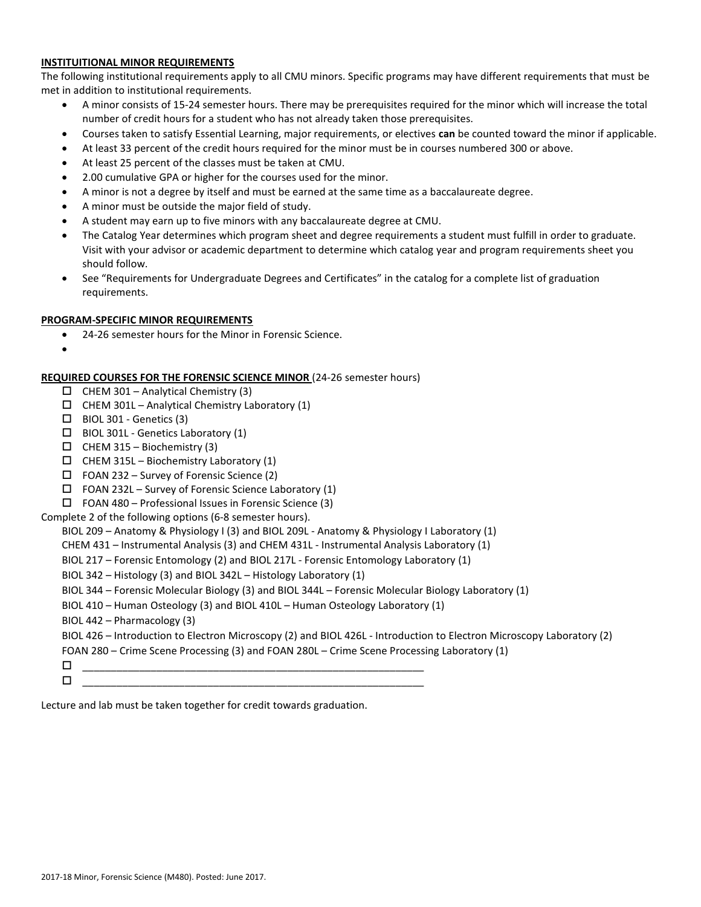**INSTITUITIONAL MINOR REQUIREMENTS**

The following institutional requirements apply to all CMU minors. Specific programs may have different requirements that must be met in addition to institutional requirements.

- A minor consists of 15-24 semester hours. There may be prerequisites required for the minor which will increase the total number of credit hours for a student who has not already taken those prerequisites.
- Courses taken to satisfy Essential Learning, major requirements, or electives **can** be counted toward the minor if applicable.
- At least 33 percent of the credit hours required for the minor must be in courses numbered 300 or above.
- At least 25 percent of the classes must be taken at CMU.
- 2.00 cumulative GPA or higher for the courses used for the minor.
- A minor is not a degree by itself and must be earned at the same time as a baccalaureate degree.
- A minor must be outside the major field of study.
- A student may earn up to five minors with any baccalaureate degree at CMU.
- The Catalog Year determines which program sheet and degree requirements a student must fulfill in order to graduate. Visit with your advisor or academic department to determine which catalog year and program requirements sheet you should follow.
- See "Requirements for Undergraduate Degrees and Certificates" in the catalog for a complete list of graduation requirements.

**PROGRAM-SPECIFIC MINOR REQUIREMENTS**

- 24-26 semester hours for the Minor in Forensic Science.
- 

**REQUIRED COURSES FOR THE FORENSIC SCIENCE MINOR** (24-26 semester hours)

- ☐ CHEM 301 – Analytical Chemistry (3)
- ☐ CHEM 301L – Analytical Chemistry Laboratory (1)
- ☐ BIOL 301 - Genetics (3)
- ☐ BIOL 301L - Genetics Laboratory (1)
- ☐ CHEM 315 – Biochemistry (3)
- ☐ CHEM 315L – Biochemistry Laboratory (1)
- ☐ FOAN 232 – Survey of Forensic Science (2)
- ☐ FOAN 232L – Survey of Forensic Science Laboratory (1)
- ☐ FOAN 480 – Professional Issues in Forensic Science (3)

Complete 2 of the following options (6-8 semester hours).

BIOL 209 – Anatomy & Physiology I (3) and BIOL 209L - Anatomy & Physiology I Laboratory (1)
CHEM 431 – Instrumental Analysis (3) and CHEM 431L - Instrumental Analysis Laboratory (1)
BIOL 217 – Forensic Entomology (2) and BIOL 217L - Forensic Entomology Laboratory (1)
BIOL 342 – Histology (3) and BIOL 342L – Histology Laboratory (1)
BIOL 344 – Forensic Molecular Biology (3) and BIOL 344L – Forensic Molecular Biology Laboratory (1)
BIOL 410 – Human Osteology (3) and BIOL 410L – Human Osteology Laboratory (1)
BIOL 442 – Pharmacology (3)
BIOL 426 – Introduction to Electron Microscopy (2) and BIOL 426L - Introduction to Electron Microscopy Laboratory (2)
FOAN 280 – Crime Scene Processing (3) and FOAN 280L – Crime Scene Processing Laboratory (1)

- ☐ ______________________________________________________________
- ☐ ______________________________________________________________

Lecture and lab must be taken together for credit towards graduation.

2017-18 Minor, Forensic Science (M480). Posted: June 2017.